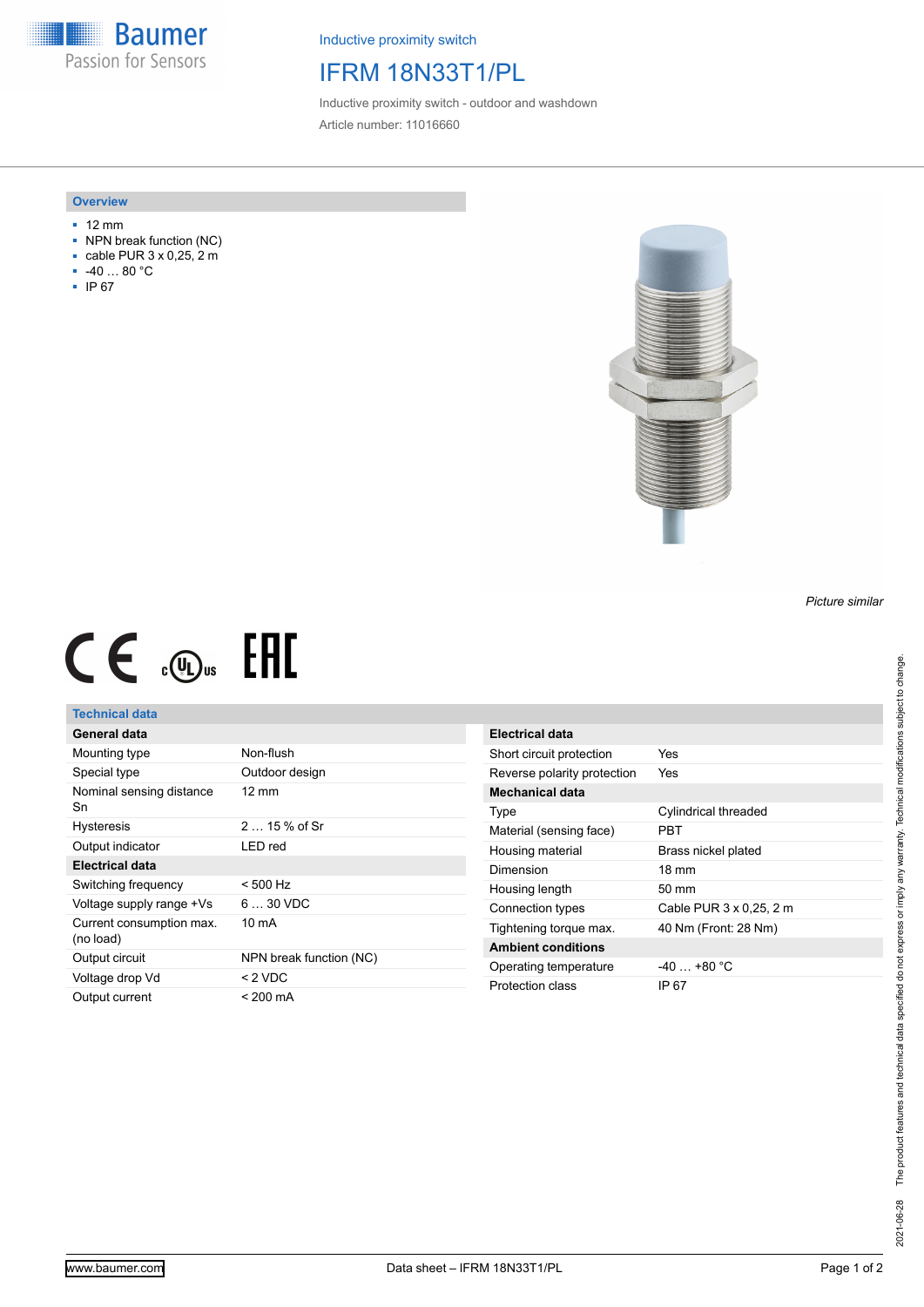Baumer
Passion for Sensors

Inductive proximity switch

# IFRM 18N33T1/PL

Inductive proximity switch - outdoor and washdown

Article number: 11016660

## Overview

- 12 mm
- NPN break function (NC)
- cable PUR 3 x 0,25, 2 m
- -40 … 80 °C
- IP 67

*Picture similar*

## Technical data

| General data | |
|---|---|
| Mounting type | Non-flush |
| Special type | Outdoor design |
| Nominal sensing distance Sn | 12 mm |
| Hysteresis | 2 … 15 % of Sr |
| Output indicator | LED red |
| **Electrical data** | |
| Switching frequency | < 500 Hz |
| Voltage supply range +Vs | 6 … 30 VDC |
| Current consumption max. (no load) | 10 mA |
| Output circuit | NPN break function (NC) |
| Voltage drop Vd | < 2 VDC |
| Output current | < 200 mA |

| Electrical data | |
|---|---|
| Short circuit protection | Yes |
| Reverse polarity protection | Yes |
| **Mechanical data** | |
| Type | Cylindrical threaded |
| Material (sensing face) | PBT |
| Housing material | Brass nickel plated |
| Dimension | 18 mm |
| Housing length | 50 mm |
| Connection types | Cable PUR 3 x 0,25, 2 m |
| Tightening torque max. | 40 Nm (Front: 28 Nm) |
| **Ambient conditions** | |
| Operating temperature | -40 … +80 °C |
| Protection class | IP 67 |

2021-06-28 The product features and technical data specified do not express or imply any warranty. Technical modifications subject to change.

www.baumer.com Data sheet – IFRM 18N33T1/PL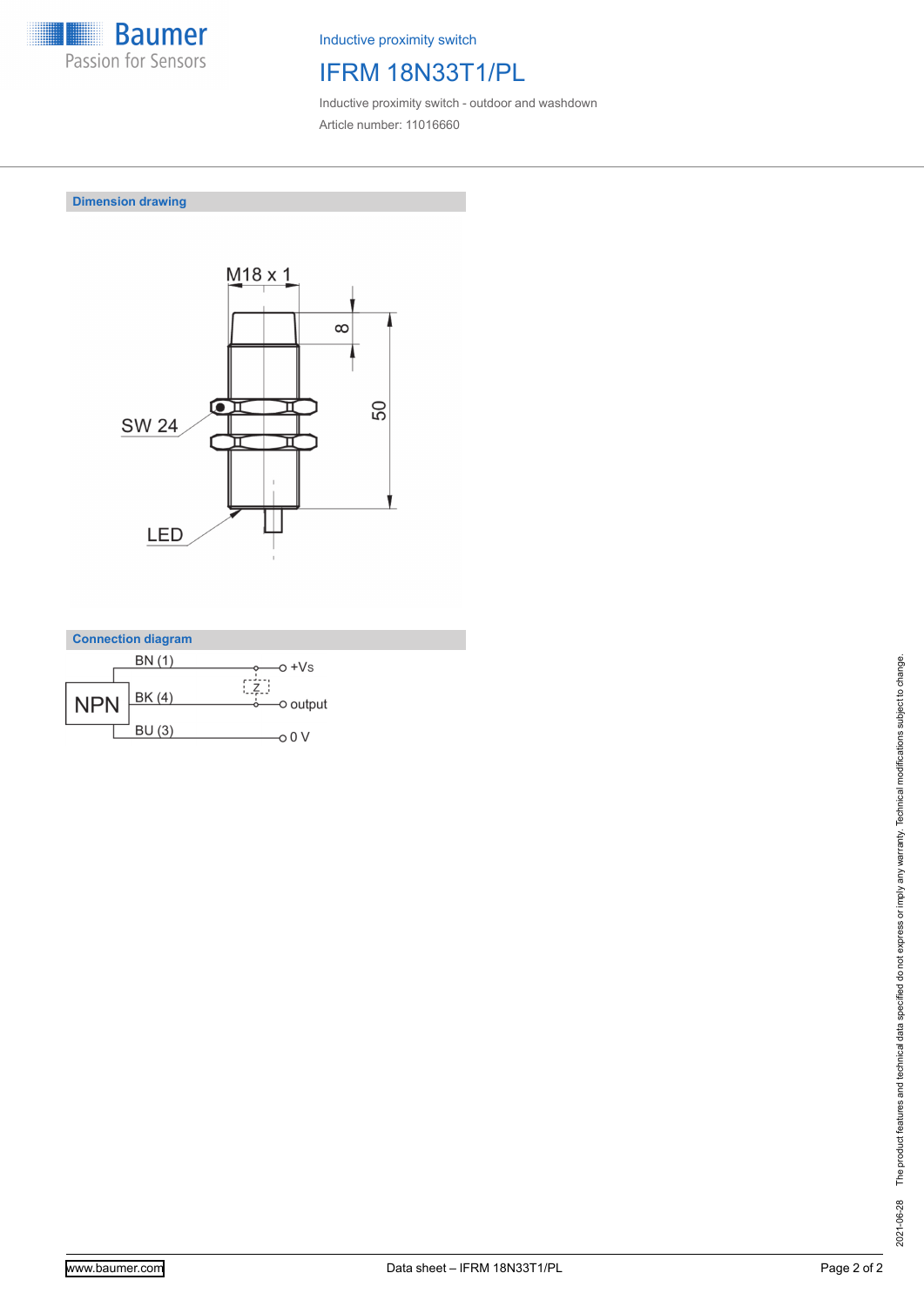Inductive proximity switch

# IFRM 18N33T1/PL

Inductive proximity switch - outdoor and washdown

Article number: 11016660

## Dimension drawing

M18 x 1

8

50

SW 24

LED

## Connection diagram

NPN

BN (1) +Vs

BK (4) output

BU (3) 0 V

Z

The product features and technical data specified do not express or imply any warranty. Technical modifications subject to change.

2021-06-28